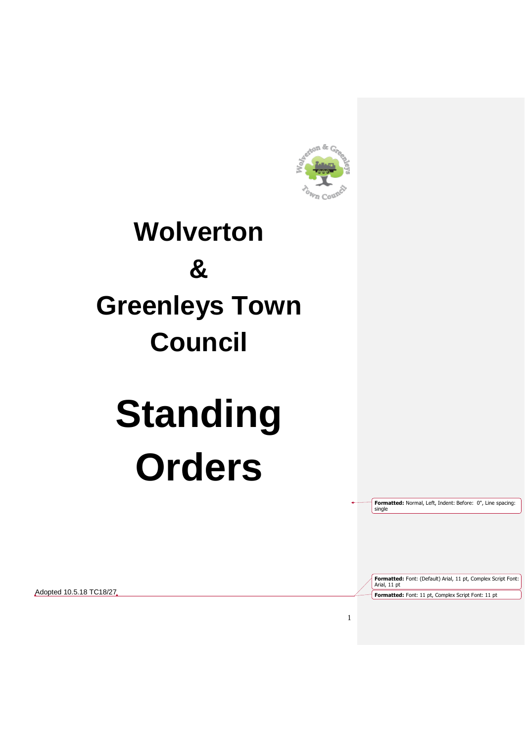# Wolverton & Greenleys Town Council

# Standing Orders

Adopted 10.5.18 TC18/27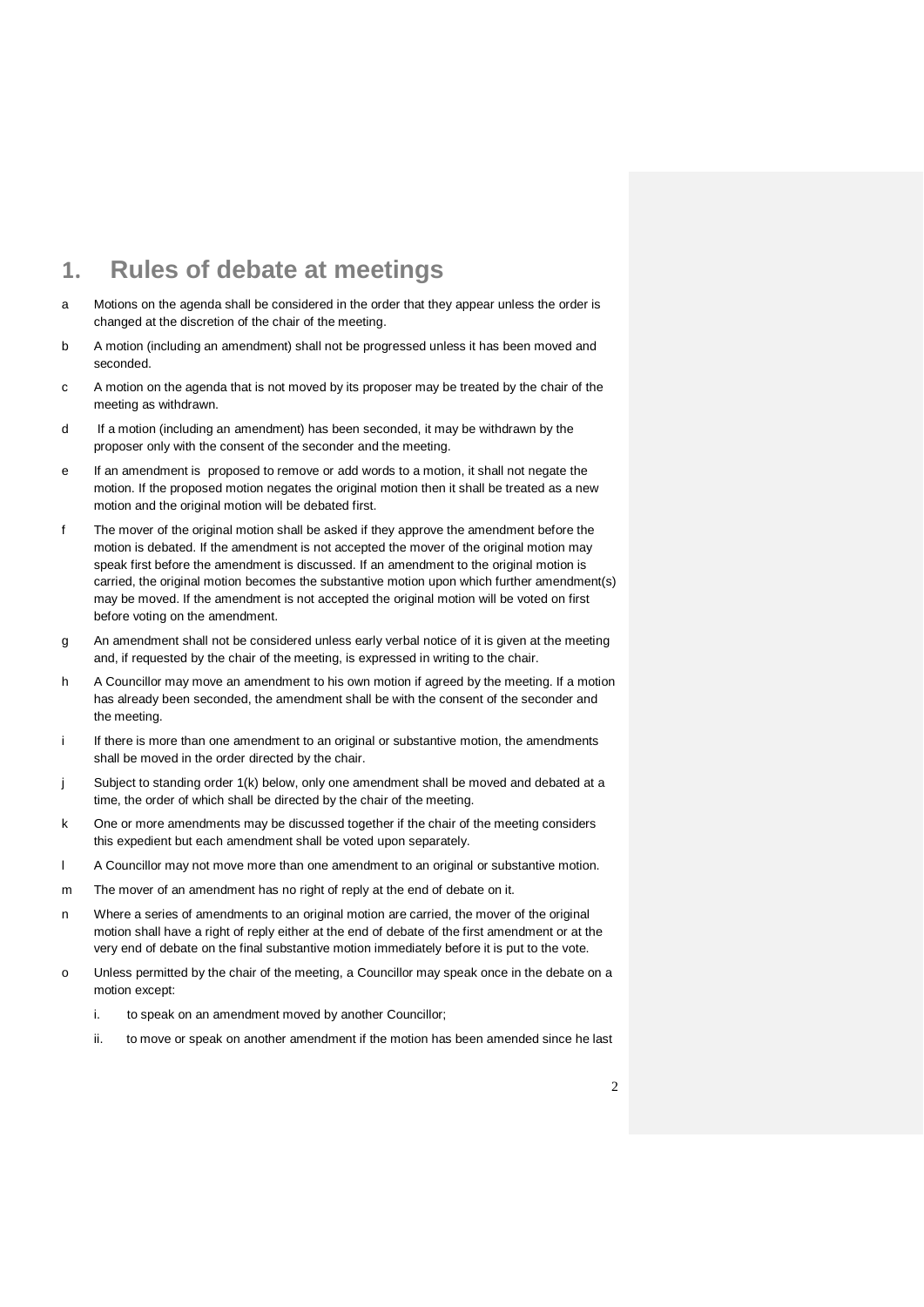# 1. Rules of debate at meetings

a Motions on the agenda shall be considered in the order that they appear unless the order is changed at the discretion of the chair of the meeting.

b A motion (including an amendment) shall not be progressed unless it has been moved and seconded.

c A motion on the agenda that is not moved by its proposer may be treated by the chair of the meeting as withdrawn.

d If a motion (including an amendment) has been seconded, it may be withdrawn by the proposer only with the consent of the seconder and the meeting.

e If an amendment is proposed to remove or add words to a motion, it shall not negate the motion. If the proposed motion negates the original motion then it shall be treated as a new motion and the original motion will be debated first.

f The mover of the original motion shall be asked if they approve the amendment before the motion is debated. If the amendment is not accepted the mover of the original motion may speak first before the amendment is discussed. If an amendment to the original motion is carried, the original motion becomes the substantive motion upon which further amendment(s) may be moved. If the amendment is not accepted the original motion will be voted on first before voting on the amendment.

g An amendment shall not be considered unless early verbal notice of it is given at the meeting and, if requested by the chair of the meeting, is expressed in writing to the chair.

h A Councillor may move an amendment to his own motion if agreed by the meeting. If a motion has already been seconded, the amendment shall be with the consent of the seconder and the meeting.

i If there is more than one amendment to an original or substantive motion, the amendments shall be moved in the order directed by the chair.

j Subject to standing order 1(k) below, only one amendment shall be moved and debated at a time, the order of which shall be directed by the chair of the meeting.

k One or more amendments may be discussed together if the chair of the meeting considers this expedient but each amendment shall be voted upon separately.

l A Councillor may not move more than one amendment to an original or substantive motion.

m The mover of an amendment has no right of reply at the end of debate on it.

n Where a series of amendments to an original motion are carried, the mover of the original motion shall have a right of reply either at the end of debate of the first amendment or at the very end of debate on the final substantive motion immediately before it is put to the vote.

o Unless permitted by the chair of the meeting, a Councillor may speak once in the debate on a motion except:

   i. to speak on an amendment moved by another Councillor;

   ii. to move or speak on another amendment if the motion has been amended since he last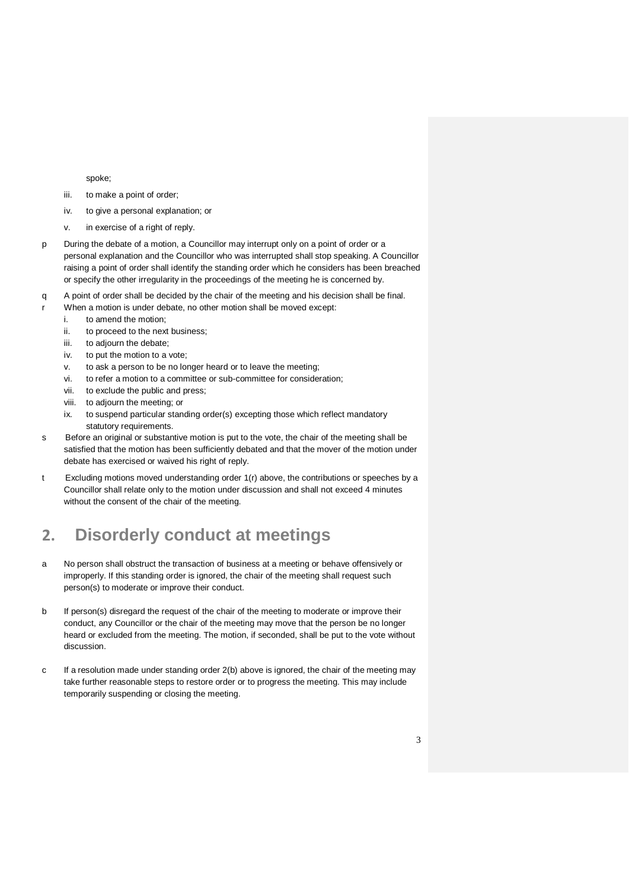spoke;

iii. to make a point of order;

iv. to give a personal explanation; or

v. in exercise of a right of reply.

p During the debate of a motion, a Councillor may interrupt only on a point of order or a personal explanation and the Councillor who was interrupted shall stop speaking. A Councillor raising a point of order shall identify the standing order which he considers has been breached or specify the other irregularity in the proceedings of the meeting he is concerned by.

q A point of order shall be decided by the chair of the meeting and his decision shall be final.

r When a motion is under debate, no other motion shall be moved except:

i. to amend the motion;
ii. to proceed to the next business;
iii. to adjourn the debate;
iv. to put the motion to a vote;
v. to ask a person to be no longer heard or to leave the meeting;
vi. to refer a motion to a committee or sub-committee for consideration;
vii. to exclude the public and press;
viii. to adjourn the meeting; or
ix. to suspend particular standing order(s) excepting those which reflect mandatory statutory requirements.

s Before an original or substantive motion is put to the vote, the chair of the meeting shall be satisfied that the motion has been sufficiently debated and that the mover of the motion under debate has exercised or waived his right of reply.

t Excluding motions moved understanding order 1(r) above, the contributions or speeches by a Councillor shall relate only to the motion under discussion and shall not exceed 4 minutes without the consent of the chair of the meeting.

## 2. Disorderly conduct at meetings

a No person shall obstruct the transaction of business at a meeting or behave offensively or improperly. If this standing order is ignored, the chair of the meeting shall request such person(s) to moderate or improve their conduct.

b If person(s) disregard the request of the chair of the meeting to moderate or improve their conduct, any Councillor or the chair of the meeting may move that the person be no longer heard or excluded from the meeting. The motion, if seconded, shall be put to the vote without discussion.

c If a resolution made under standing order 2(b) above is ignored, the chair of the meeting may take further reasonable steps to restore order or to progress the meeting. This may include temporarily suspending or closing the meeting.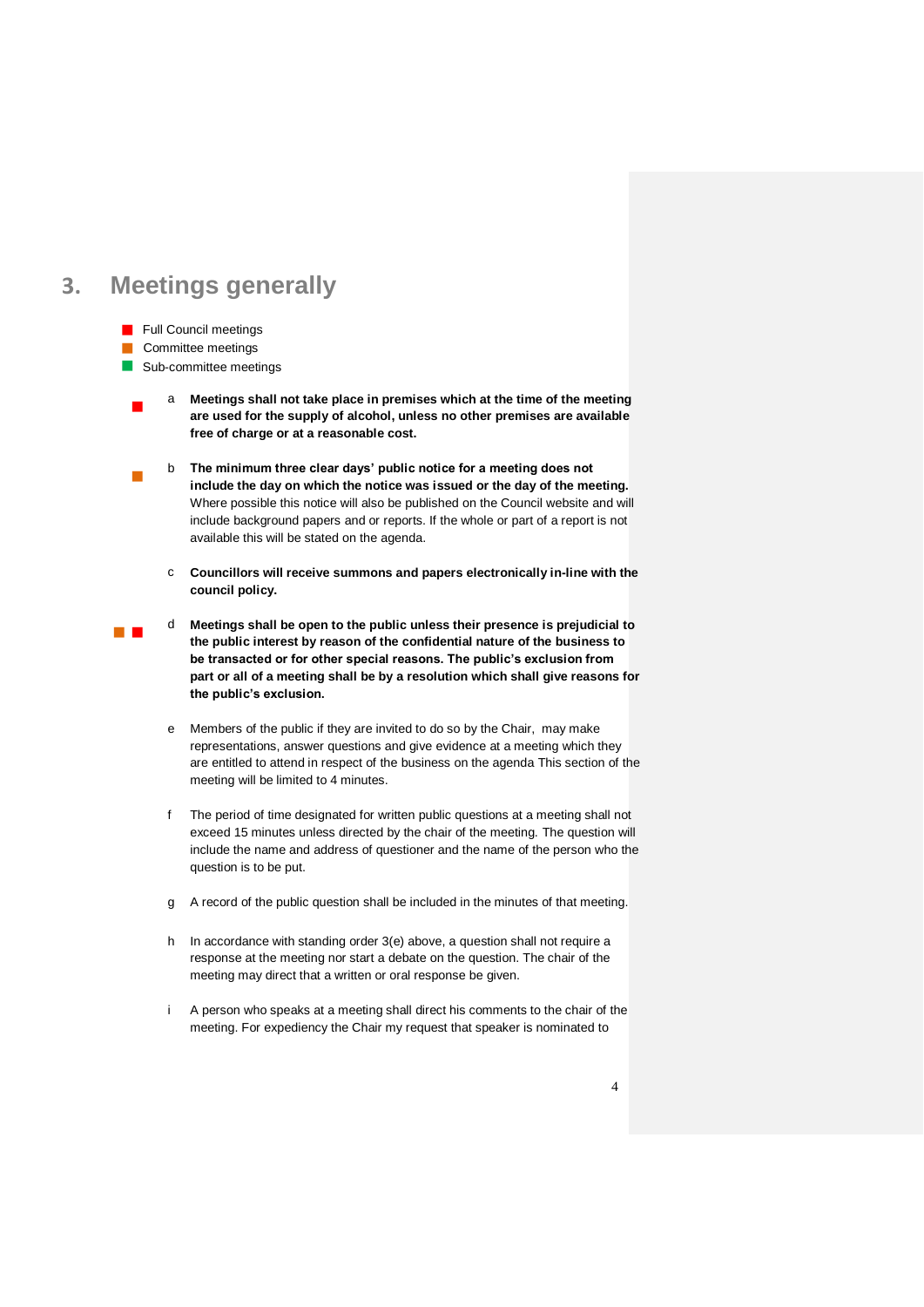## 3. Meetings generally

- Full Council meetings
- Committee meetings
- Sub-committee meetings

a **Meetings shall not take place in premises which at the time of the meeting are used for the supply of alcohol, unless no other premises are available free of charge or at a reasonable cost.**

b **The minimum three clear days' public notice for a meeting does not include the day on which the notice was issued or the day of the meeting.** Where possible this notice will also be published on the Council website and will include background papers and or reports. If the whole or part of a report is not available this will be stated on the agenda.

c **Councillors will receive summons and papers electronically in-line with the council policy.**

d **Meetings shall be open to the public unless their presence is prejudicial to the public interest by reason of the confidential nature of the business to be transacted or for other special reasons. The public's exclusion from part or all of a meeting shall be by a resolution which shall give reasons for the public's exclusion.**

e Members of the public if they are invited to do so by the Chair, may make representations, answer questions and give evidence at a meeting which they are entitled to attend in respect of the business on the agenda This section of the meeting will be limited to 4 minutes.

f The period of time designated for written public questions at a meeting shall not exceed 15 minutes unless directed by the chair of the meeting. The question will include the name and address of questioner and the name of the person who the question is to be put.

g A record of the public question shall be included in the minutes of that meeting.

h In accordance with standing order 3(e) above, a question shall not require a response at the meeting nor start a debate on the question. The chair of the meeting may direct that a written or oral response be given.

i A person who speaks at a meeting shall direct his comments to the chair of the meeting. For expediency the Chair my request that speaker is nominated to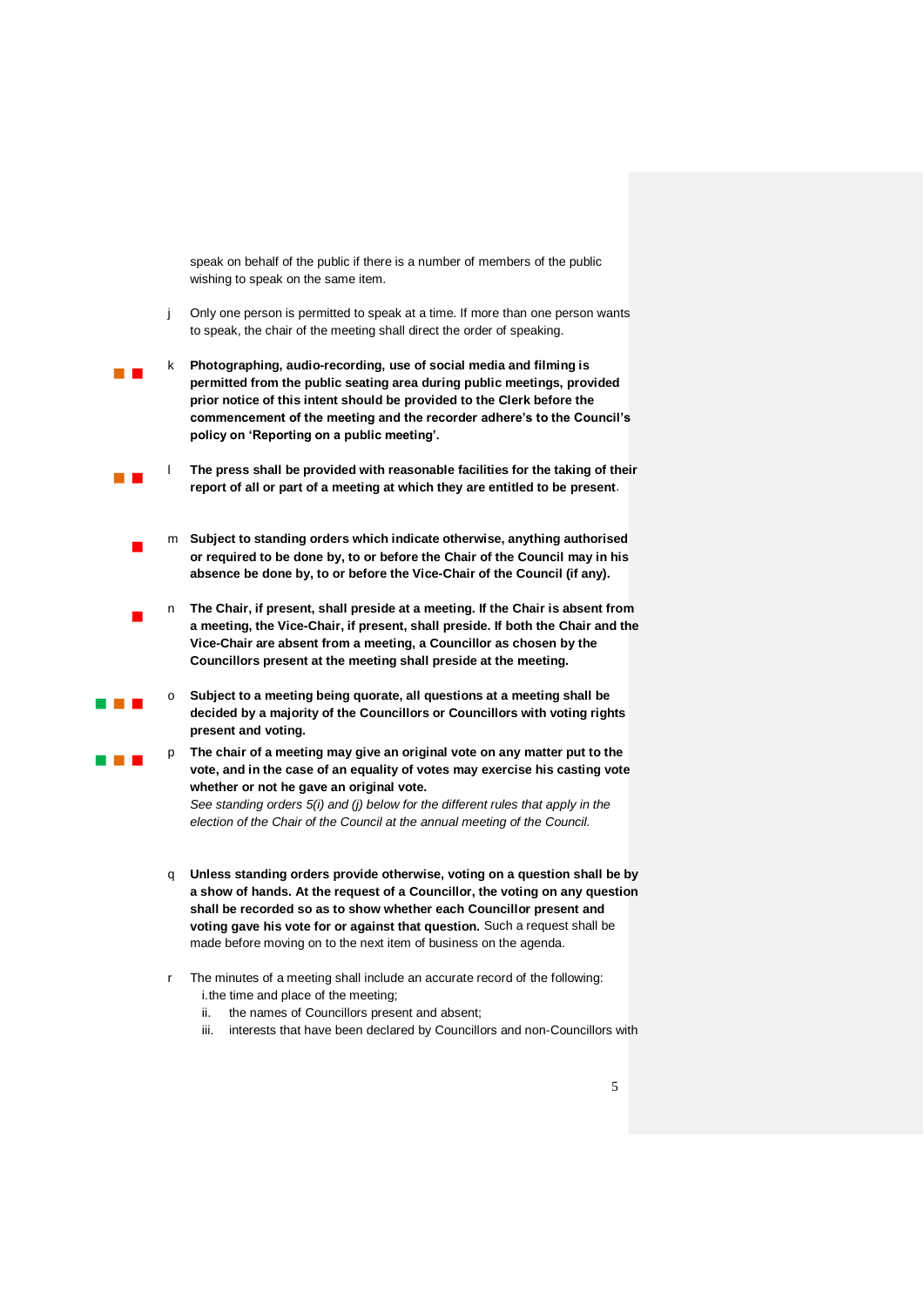speak on behalf of the public if there is a number of members of the public wishing to speak on the same item.

j Only one person is permitted to speak at a time. If more than one person wants to speak, the chair of the meeting shall direct the order of speaking.

k **Photographing, audio-recording, use of social media and filming is permitted from the public seating area during public meetings, provided prior notice of this intent should be provided to the Clerk before the commencement of the meeting and the recorder adhere's to the Council's policy on 'Reporting on a public meeting'.**

l **The press shall be provided with reasonable facilities for the taking of their report of all or part of a meeting at which they are entitled to be present**.

m **Subject to standing orders which indicate otherwise, anything authorised or required to be done by, to or before the Chair of the Council may in his absence be done by, to or before the Vice-Chair of the Council (if any).**

n **The Chair, if present, shall preside at a meeting. If the Chair is absent from a meeting, the Vice-Chair, if present, shall preside. If both the Chair and the Vice-Chair are absent from a meeting, a Councillor as chosen by the Councillors present at the meeting shall preside at the meeting.**

o **Subject to a meeting being quorate, all questions at a meeting shall be decided by a majority of the Councillors or Councillors with voting rights present and voting.**

p **The chair of a meeting may give an original vote on any matter put to the vote, and in the case of an equality of votes may exercise his casting vote whether or not he gave an original vote.**
*See standing orders 5(i) and (j) below for the different rules that apply in the election of the Chair of the Council at the annual meeting of the Council.*

q **Unless standing orders provide otherwise, voting on a question shall be by a show of hands. At the request of a Councillor, the voting on any question shall be recorded so as to show whether each Councillor present and voting gave his vote for or against that question.** Such a request shall be made before moving on to the next item of business on the agenda.

r The minutes of a meeting shall include an accurate record of the following:
   i. the time and place of the meeting;
   ii. the names of Councillors present and absent;
   iii. interests that have been declared by Councillors and non-Councillors with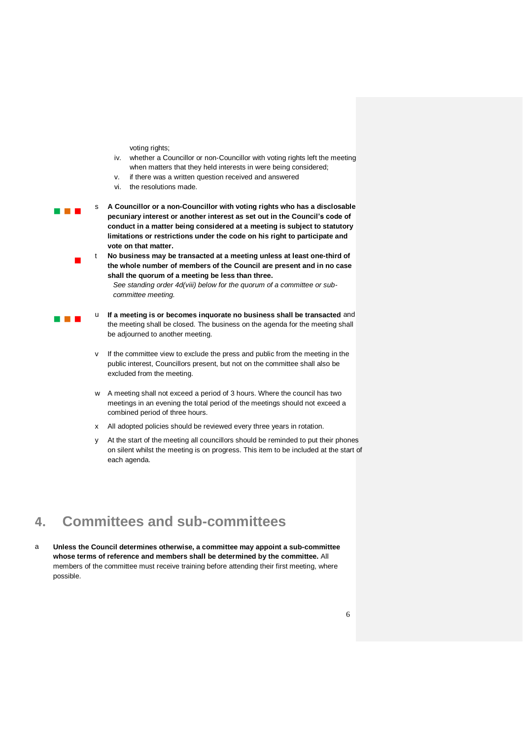voting rights;

iv. whether a Councillor or non-Councillor with voting rights left the meeting when matters that they held interests in were being considered;

v. if there was a written question received and answered

vi. the resolutions made.

s **A Councillor or a non-Councillor with voting rights who has a disclosable pecuniary interest or another interest as set out in the Council's code of conduct in a matter being considered at a meeting is subject to statutory limitations or restrictions under the code on his right to participate and vote on that matter.**

t **No business may be transacted at a meeting unless at least one-third of the whole number of members of the Council are present and in no case shall the quorum of a meeting be less than three.**

*See standing order 4d(viii) below for the quorum of a committee or sub-committee meeting.*

u **If a meeting is or becomes inquorate no business shall be transacted** and the meeting shall be closed. The business on the agenda for the meeting shall be adjourned to another meeting.

v If the committee view to exclude the press and public from the meeting in the public interest, Councillors present, but not on the committee shall also be excluded from the meeting.

w A meeting shall not exceed a period of 3 hours. Where the council has two meetings in an evening the total period of the meetings should not exceed a combined period of three hours.

x All adopted policies should be reviewed every three years in rotation.

y At the start of the meeting all councillors should be reminded to put their phones on silent whilst the meeting is on progress. This item to be included at the start of each agenda.

## 4. Committees and sub-committees

a **Unless the Council determines otherwise, a committee may appoint a sub-committee whose terms of reference and members shall be determined by the committee.** All members of the committee must receive training before attending their first meeting, where possible.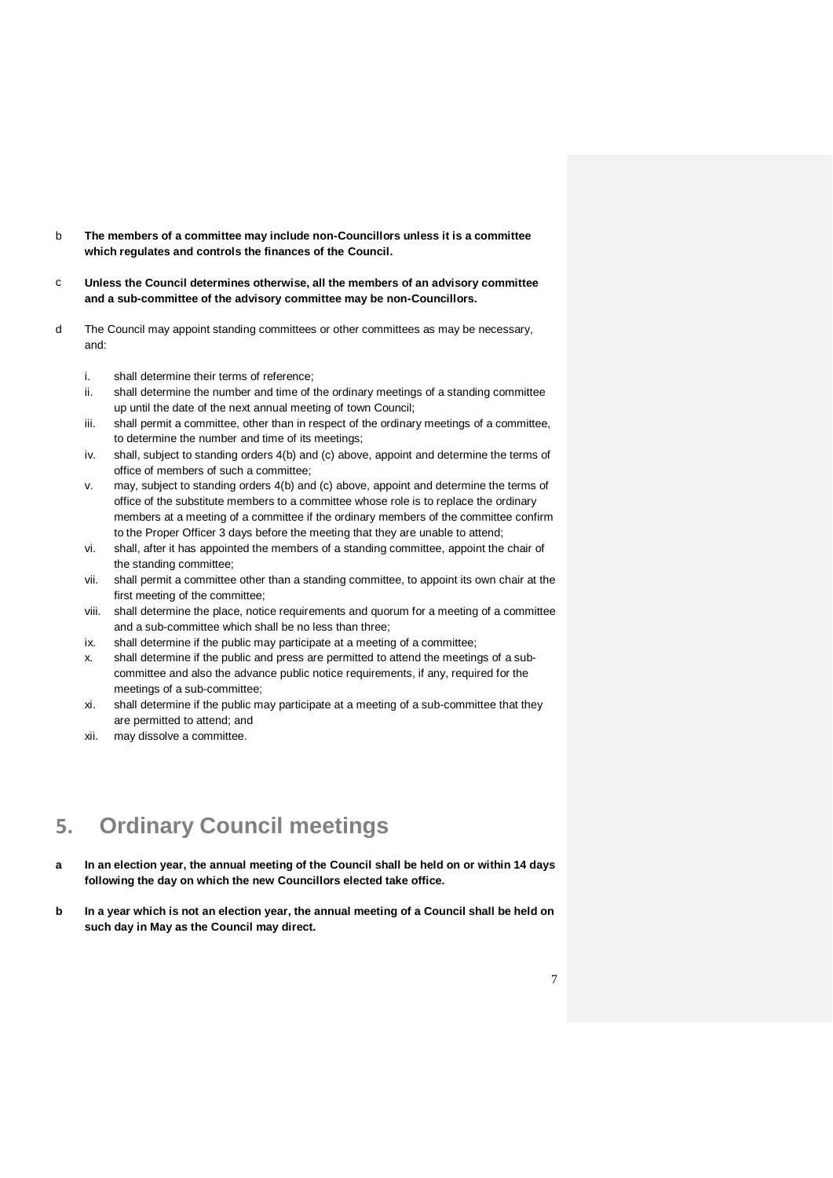b **The members of a committee may include non-Councillors unless it is a committee which regulates and controls the finances of the Council.**

c **Unless the Council determines otherwise, all the members of an advisory committee and a sub-committee of the advisory committee may be non-Councillors.**

d The Council may appoint standing committees or other committees as may be necessary, and:

i. shall determine their terms of reference;
ii. shall determine the number and time of the ordinary meetings of a standing committee up until the date of the next annual meeting of town Council;
iii. shall permit a committee, other than in respect of the ordinary meetings of a committee, to determine the number and time of its meetings;
iv. shall, subject to standing orders 4(b) and (c) above, appoint and determine the terms of office of members of such a committee;
v. may, subject to standing orders 4(b) and (c) above, appoint and determine the terms of office of the substitute members to a committee whose role is to replace the ordinary members at a meeting of a committee if the ordinary members of the committee confirm to the Proper Officer 3 days before the meeting that they are unable to attend;
vi. shall, after it has appointed the members of a standing committee, appoint the chair of the standing committee;
vii. shall permit a committee other than a standing committee, to appoint its own chair at the first meeting of the committee;
viii. shall determine the place, notice requirements and quorum for a meeting of a committee and a sub-committee which shall be no less than three;
ix. shall determine if the public may participate at a meeting of a committee;
x. shall determine if the public and press are permitted to attend the meetings of a sub-committee and also the advance public notice requirements, if any, required for the meetings of a sub-committee;
xi. shall determine if the public may participate at a meeting of a sub-committee that they are permitted to attend; and
xii. may dissolve a committee.

# 5. Ordinary Council meetings

**a In an election year, the annual meeting of the Council shall be held on or within 14 days following the day on which the new Councillors elected take office.**

**b In a year which is not an election year, the annual meeting of a Council shall be held on such day in May as the Council may direct.**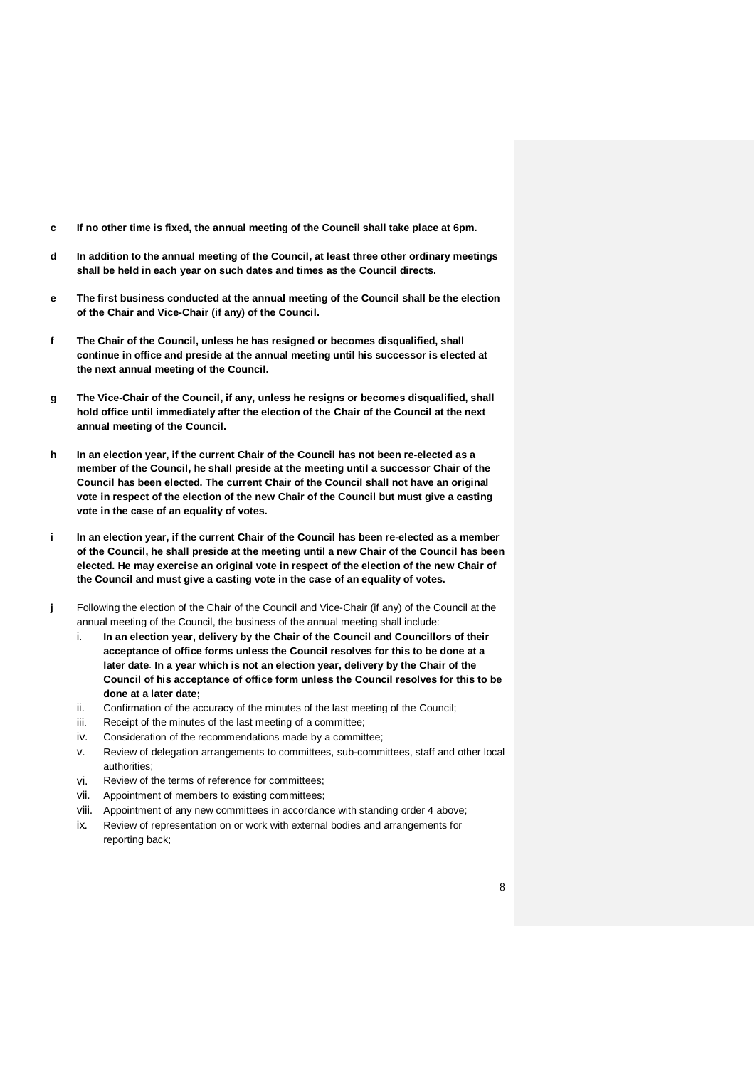- **c** **If no other time is fixed, the annual meeting of the Council shall take place at 6pm.**

- **d** **In addition to the annual meeting of the Council, at least three other ordinary meetings shall be held in each year on such dates and times as the Council directs.**

- **e** **The first business conducted at the annual meeting of the Council shall be the election of the Chair and Vice-Chair (if any) of the Council.**

- **f** **The Chair of the Council, unless he has resigned or becomes disqualified, shall continue in office and preside at the annual meeting until his successor is elected at the next annual meeting of the Council.**

- **g** **The Vice-Chair of the Council, if any, unless he resigns or becomes disqualified, shall hold office until immediately after the election of the Chair of the Council at the next annual meeting of the Council.**

- **h** **In an election year, if the current Chair of the Council has not been re-elected as a member of the Council, he shall preside at the meeting until a successor Chair of the Council has been elected. The current Chair of the Council shall not have an original vote in respect of the election of the new Chair of the Council but must give a casting vote in the case of an equality of votes.**

- **i** **In an election year, if the current Chair of the Council has been re-elected as a member of the Council, he shall preside at the meeting until a new Chair of the Council has been elected. He may exercise an original vote in respect of the election of the new Chair of the Council and must give a casting vote in the case of an equality of votes.**

- **j** Following the election of the Chair of the Council and Vice-Chair (if any) of the Council at the annual meeting of the Council, the business of the annual meeting shall include:
  - i. **In an election year, delivery by the Chair of the Council and Councillors of their acceptance of office forms unless the Council resolves for this to be done at a later date. In a year which is not an election year, delivery by the Chair of the Council of his acceptance of office form unless the Council resolves for this to be done at a later date;**
  - ii. Confirmation of the accuracy of the minutes of the last meeting of the Council;
  - iii. Receipt of the minutes of the last meeting of a committee;
  - iv. Consideration of the recommendations made by a committee;
  - v. Review of delegation arrangements to committees, sub-committees, staff and other local authorities;
  - vi. Review of the terms of reference for committees;
  - vii. Appointment of members to existing committees;
  - viii. Appointment of any new committees in accordance with standing order 4 above;
  - ix. Review of representation on or work with external bodies and arrangements for reporting back;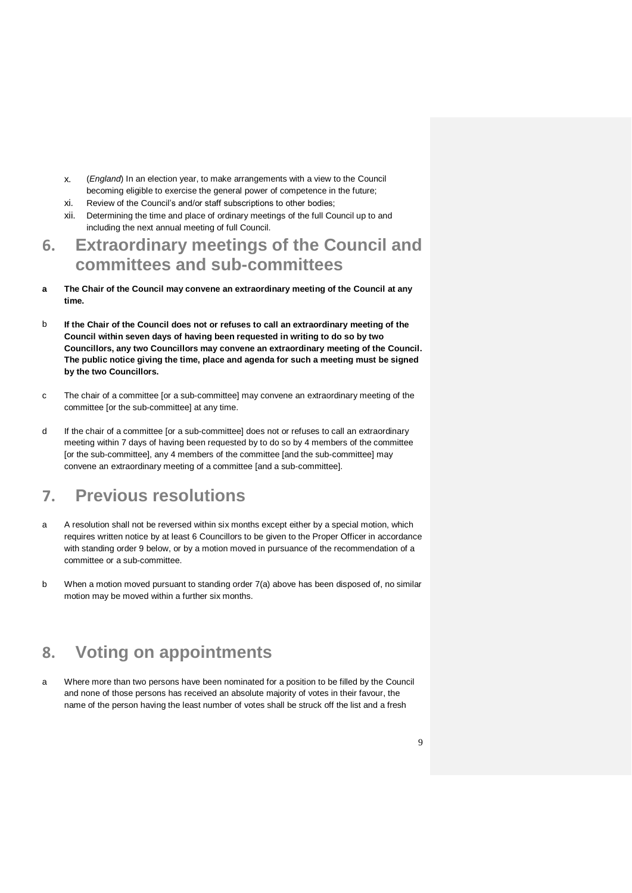x. (*England*) In an election year, to make arrangements with a view to the Council becoming eligible to exercise the general power of competence in the future;

xi. Review of the Council's and/or staff subscriptions to other bodies;

xii. Determining the time and place of ordinary meetings of the full Council up to and including the next annual meeting of full Council.

# 6. Extraordinary meetings of the Council and committees and sub-committees

a **The Chair of the Council may convene an extraordinary meeting of the Council at any time.**

b **If the Chair of the Council does not or refuses to call an extraordinary meeting of the Council within seven days of having been requested in writing to do so by two Councillors, any two Councillors may convene an extraordinary meeting of the Council. The public notice giving the time, place and agenda for such a meeting must be signed by the two Councillors.**

c The chair of a committee [or a sub-committee] may convene an extraordinary meeting of the committee [or the sub-committee] at any time.

d If the chair of a committee [or a sub-committee] does not or refuses to call an extraordinary meeting within 7 days of having been requested by to do so by 4 members of the committee [or the sub-committee], any 4 members of the committee [and the sub-committee] may convene an extraordinary meeting of a committee [and a sub-committee].

# 7. Previous resolutions

a A resolution shall not be reversed within six months except either by a special motion, which requires written notice by at least 6 Councillors to be given to the Proper Officer in accordance with standing order 9 below, or by a motion moved in pursuance of the recommendation of a committee or a sub-committee.

b When a motion moved pursuant to standing order 7(a) above has been disposed of, no similar motion may be moved within a further six months.

# 8. Voting on appointments

a Where more than two persons have been nominated for a position to be filled by the Council and none of those persons has received an absolute majority of votes in their favour, the name of the person having the least number of votes shall be struck off the list and a fresh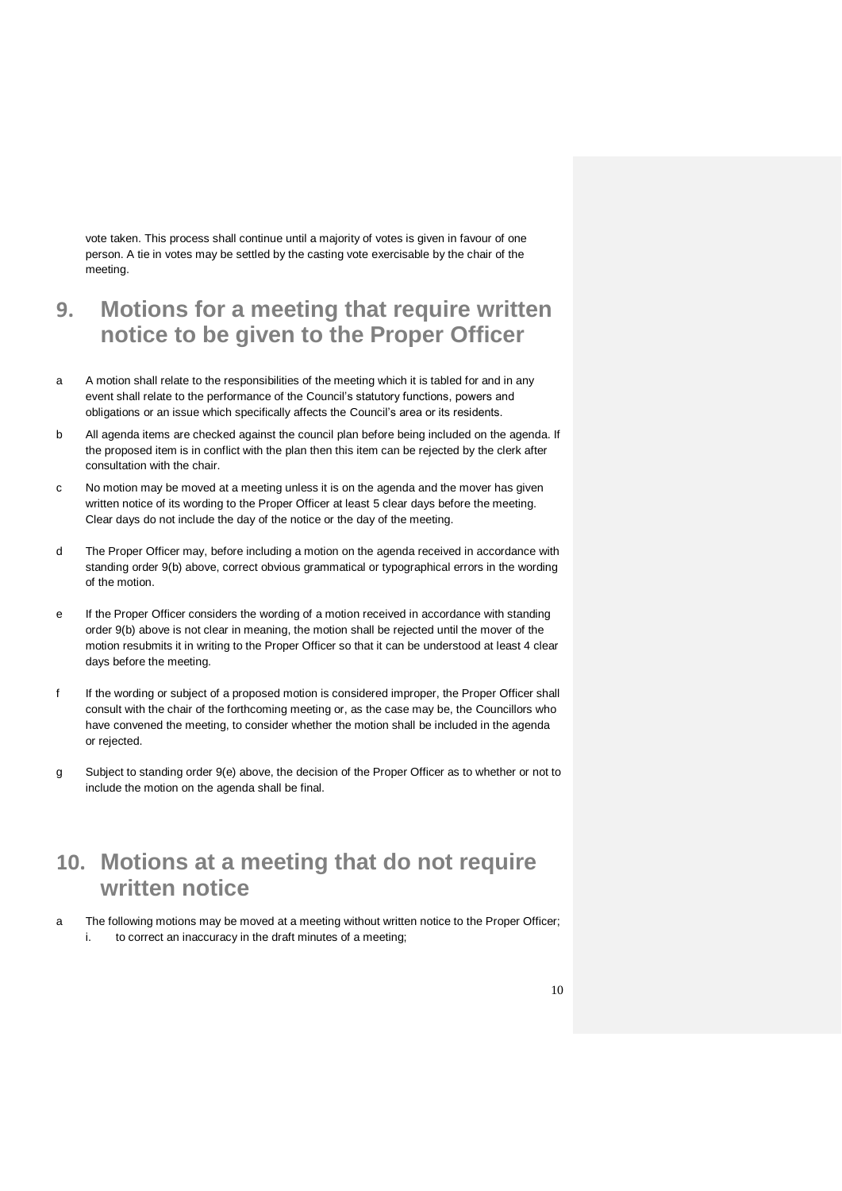vote taken. This process shall continue until a majority of votes is given in favour of one person. A tie in votes may be settled by the casting vote exercisable by the chair of the meeting.

# 9. Motions for a meeting that require written notice to be given to the Proper Officer

a A motion shall relate to the responsibilities of the meeting which it is tabled for and in any event shall relate to the performance of the Council's statutory functions, powers and obligations or an issue which specifically affects the Council's area or its residents.

b All agenda items are checked against the council plan before being included on the agenda. If the proposed item is in conflict with the plan then this item can be rejected by the clerk after consultation with the chair.

c No motion may be moved at a meeting unless it is on the agenda and the mover has given written notice of its wording to the Proper Officer at least 5 clear days before the meeting. Clear days do not include the day of the notice or the day of the meeting.

d The Proper Officer may, before including a motion on the agenda received in accordance with standing order 9(b) above, correct obvious grammatical or typographical errors in the wording of the motion.

e If the Proper Officer considers the wording of a motion received in accordance with standing order 9(b) above is not clear in meaning, the motion shall be rejected until the mover of the motion resubmits it in writing to the Proper Officer so that it can be understood at least 4 clear days before the meeting.

f If the wording or subject of a proposed motion is considered improper, the Proper Officer shall consult with the chair of the forthcoming meeting or, as the case may be, the Councillors who have convened the meeting, to consider whether the motion shall be included in the agenda or rejected.

g Subject to standing order 9(e) above, the decision of the Proper Officer as to whether or not to include the motion on the agenda shall be final.

# 10. Motions at a meeting that do not require written notice

a The following motions may be moved at a meeting without written notice to the Proper Officer;
   i. to correct an inaccuracy in the draft minutes of a meeting;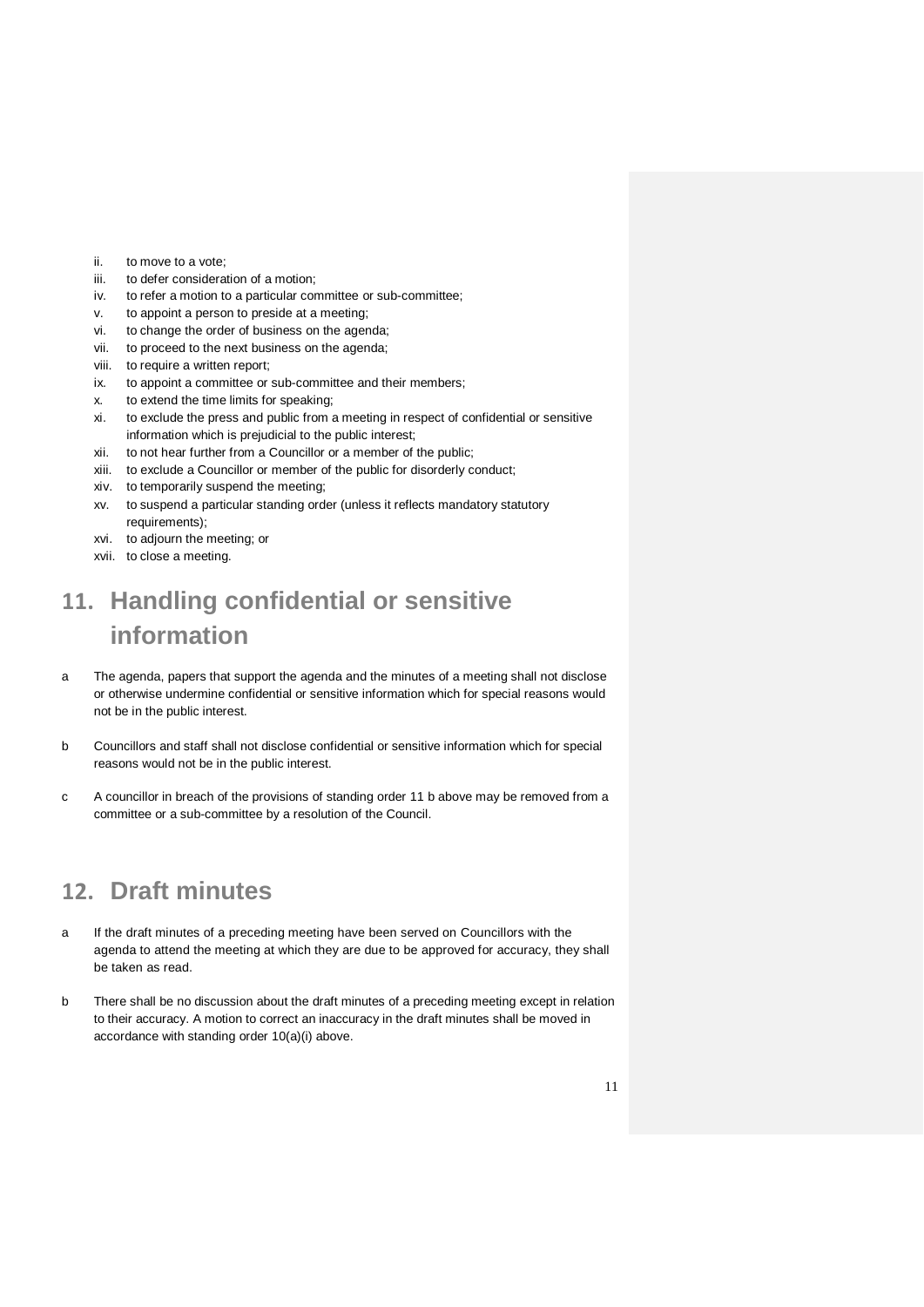ii. to move to a vote;
iii. to defer consideration of a motion;
iv. to refer a motion to a particular committee or sub-committee;
v. to appoint a person to preside at a meeting;
vi. to change the order of business on the agenda;
vii. to proceed to the next business on the agenda;
viii. to require a written report;
ix. to appoint a committee or sub-committee and their members;
x. to extend the time limits for speaking;
xi. to exclude the press and public from a meeting in respect of confidential or sensitive information which is prejudicial to the public interest;
xii. to not hear further from a Councillor or a member of the public;
xiii. to exclude a Councillor or member of the public for disorderly conduct;
xiv. to temporarily suspend the meeting;
xv. to suspend a particular standing order (unless it reflects mandatory statutory requirements);
xvi. to adjourn the meeting; or
xvii. to close a meeting.

## 11. Handling confidential or sensitive information

a The agenda, papers that support the agenda and the minutes of a meeting shall not disclose or otherwise undermine confidential or sensitive information which for special reasons would not be in the public interest.

b Councillors and staff shall not disclose confidential or sensitive information which for special reasons would not be in the public interest.

c A councillor in breach of the provisions of standing order 11 b above may be removed from a committee or a sub-committee by a resolution of the Council.

## 12. Draft minutes

a If the draft minutes of a preceding meeting have been served on Councillors with the agenda to attend the meeting at which they are due to be approved for accuracy, they shall be taken as read.

b There shall be no discussion about the draft minutes of a preceding meeting except in relation to their accuracy. A motion to correct an inaccuracy in the draft minutes shall be moved in accordance with standing order 10(a)(i) above.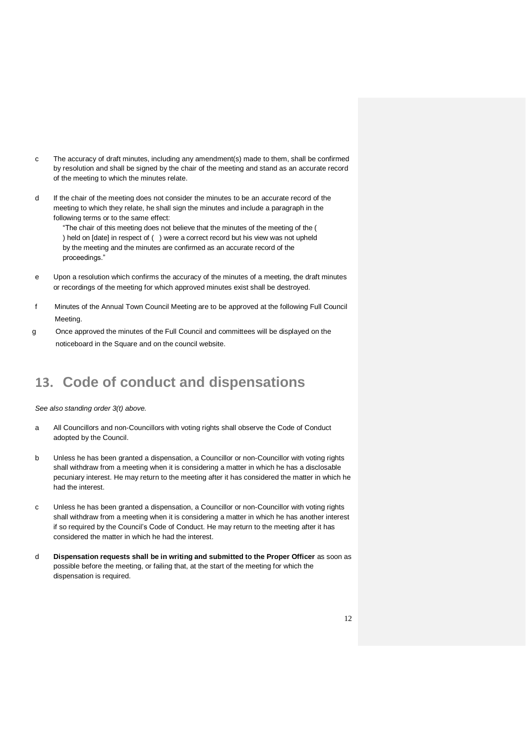c The accuracy of draft minutes, including any amendment(s) made to them, shall be confirmed by resolution and shall be signed by the chair of the meeting and stand as an accurate record of the meeting to which the minutes relate.

d If the chair of the meeting does not consider the minutes to be an accurate record of the meeting to which they relate, he shall sign the minutes and include a paragraph in the following terms or to the same effect:

> "The chair of this meeting does not believe that the minutes of the meeting of the ( ) held on [date] in respect of ( ) were a correct record but his view was not upheld by the meeting and the minutes are confirmed as an accurate record of the proceedings."

e Upon a resolution which confirms the accuracy of the minutes of a meeting, the draft minutes or recordings of the meeting for which approved minutes exist shall be destroyed.

f Minutes of the Annual Town Council Meeting are to be approved at the following Full Council Meeting.

g Once approved the minutes of the Full Council and committees will be displayed on the noticeboard in the Square and on the council website.

## 13. Code of conduct and dispensations

*See also standing order 3(t) above.*

a All Councillors and non-Councillors with voting rights shall observe the Code of Conduct adopted by the Council.

b Unless he has been granted a dispensation, a Councillor or non-Councillor with voting rights shall withdraw from a meeting when it is considering a matter in which he has a disclosable pecuniary interest. He may return to the meeting after it has considered the matter in which he had the interest.

c Unless he has been granted a dispensation, a Councillor or non-Councillor with voting rights shall withdraw from a meeting when it is considering a matter in which he has another interest if so required by the Council's Code of Conduct. He may return to the meeting after it has considered the matter in which he had the interest.

d **Dispensation requests shall be in writing and submitted to the Proper Officer** as soon as possible before the meeting, or failing that, at the start of the meeting for which the dispensation is required.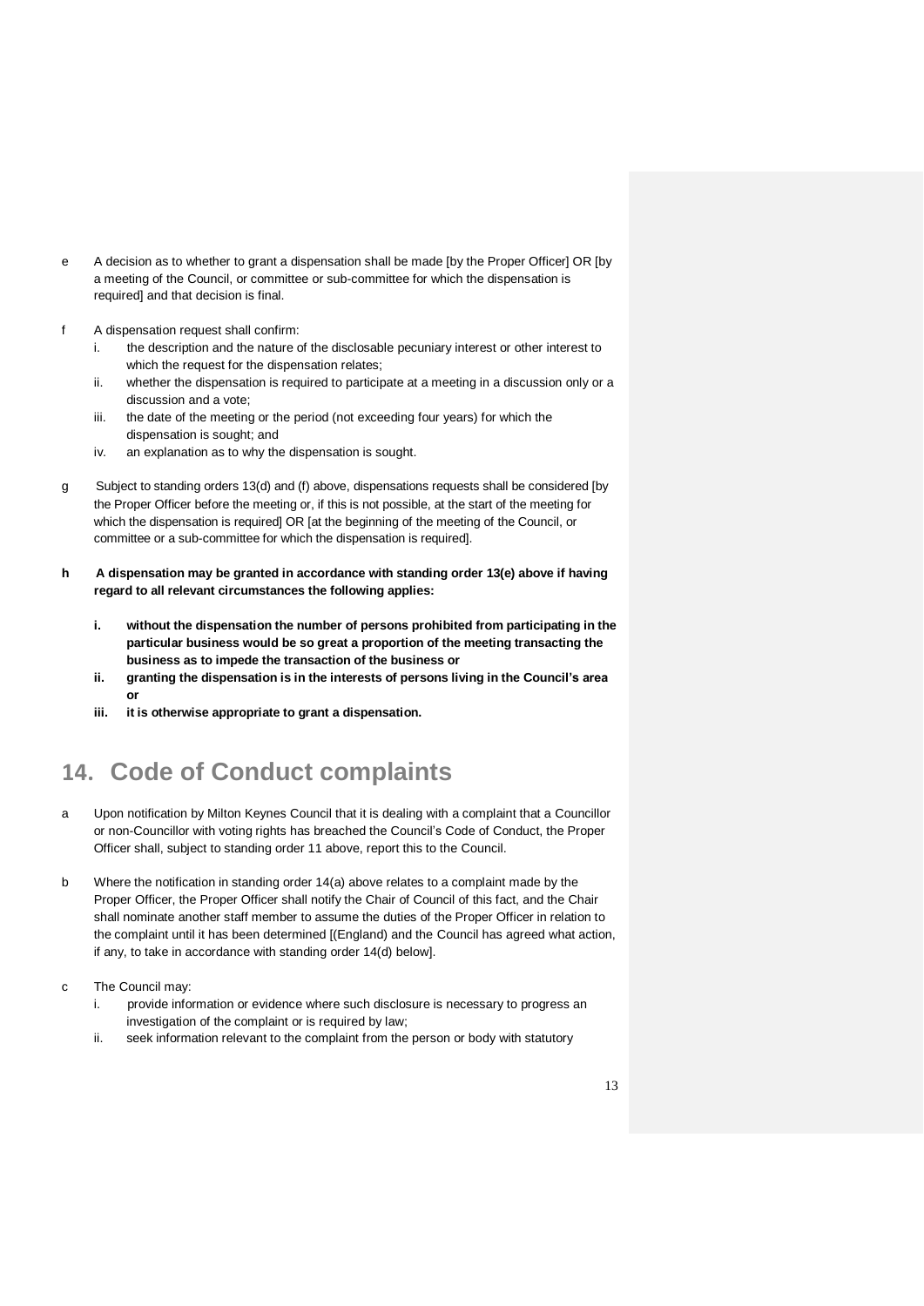e A decision as to whether to grant a dispensation shall be made [by the Proper Officer] OR [by a meeting of the Council, or committee or sub-committee for which the dispensation is required] and that decision is final.

f A dispensation request shall confirm:

   i. the description and the nature of the disclosable pecuniary interest or other interest to which the request for the dispensation relates;
   ii. whether the dispensation is required to participate at a meeting in a discussion only or a discussion and a vote;
   iii. the date of the meeting or the period (not exceeding four years) for which the dispensation is sought; and
   iv. an explanation as to why the dispensation is sought.

g Subject to standing orders 13(d) and (f) above, dispensations requests shall be considered [by the Proper Officer before the meeting or, if this is not possible, at the start of the meeting for which the dispensation is required] OR [at the beginning of the meeting of the Council, or committee or a sub-committee for which the dispensation is required].

**h A dispensation may be granted in accordance with standing order 13(e) above if having regard to all relevant circumstances the following applies:**

   **i. without the dispensation the number of persons prohibited from participating in the particular business would be so great a proportion of the meeting transacting the business as to impede the transaction of the business or**
   **ii. granting the dispensation is in the interests of persons living in the Council's area or**
   **iii. it is otherwise appropriate to grant a dispensation.**

# 14. Code of Conduct complaints

a Upon notification by Milton Keynes Council that it is dealing with a complaint that a Councillor or non-Councillor with voting rights has breached the Council's Code of Conduct, the Proper Officer shall, subject to standing order 11 above, report this to the Council.

b Where the notification in standing order 14(a) above relates to a complaint made by the Proper Officer, the Proper Officer shall notify the Chair of Council of this fact, and the Chair shall nominate another staff member to assume the duties of the Proper Officer in relation to the complaint until it has been determined [(England) and the Council has agreed what action, if any, to take in accordance with standing order 14(d) below].

c The Council may:

   i. provide information or evidence where such disclosure is necessary to progress an investigation of the complaint or is required by law;
   ii. seek information relevant to the complaint from the person or body with statutory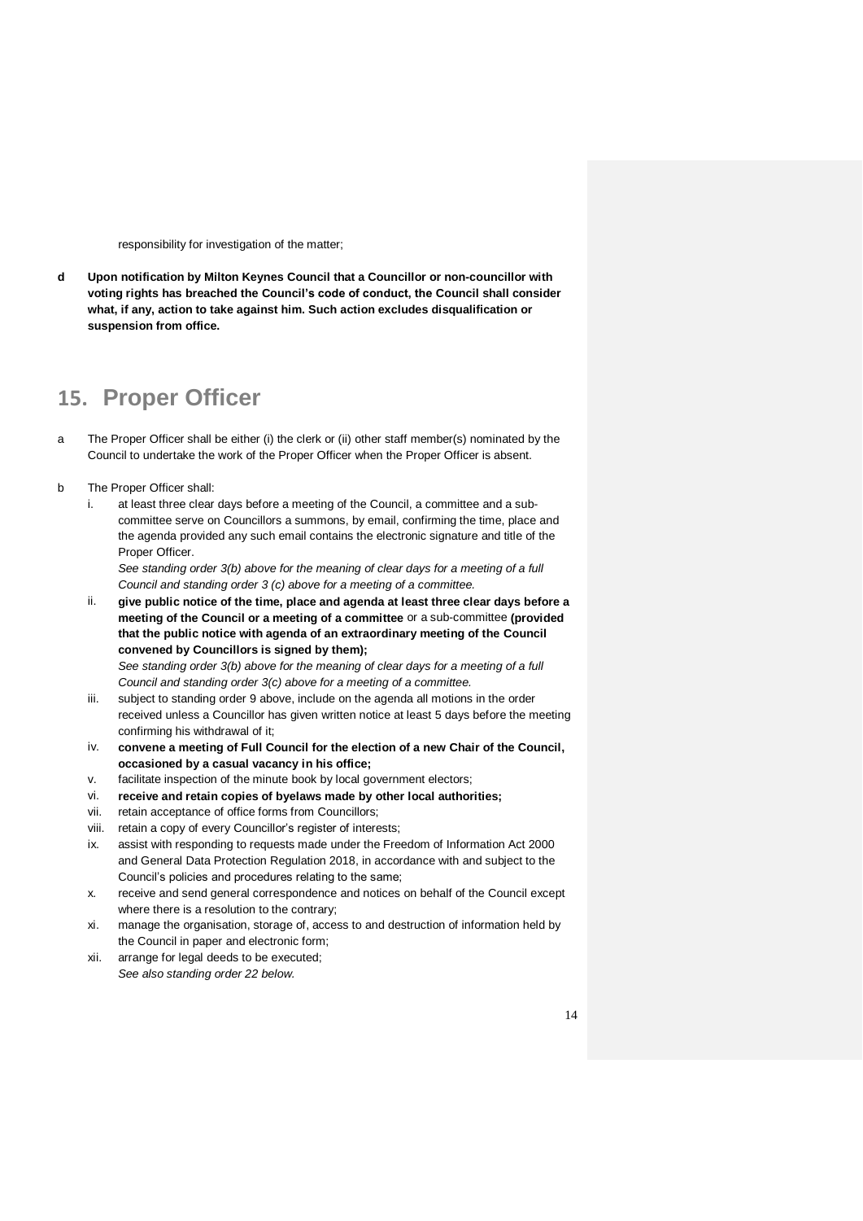responsibility for investigation of the matter;

d **Upon notification by Milton Keynes Council that a Councillor or non-councillor with voting rights has breached the Council's code of conduct, the Council shall consider what, if any, action to take against him. Such action excludes disqualification or suspension from office.**

## 15. Proper Officer

a The Proper Officer shall be either (i) the clerk or (ii) other staff member(s) nominated by the Council to undertake the work of the Proper Officer when the Proper Officer is absent.

b The Proper Officer shall:

i. at least three clear days before a meeting of the Council, a committee and a sub-committee serve on Councillors a summons, by email, confirming the time, place and the agenda provided any such email contains the electronic signature and title of the Proper Officer.
*See standing order 3(b) above for the meaning of clear days for a meeting of a full Council and standing order 3 (c) above for a meeting of a committee.*

ii. **give public notice of the time, place and agenda at least three clear days before a meeting of the Council or a meeting of a committee** or a sub-committee **(provided that the public notice with agenda of an extraordinary meeting of the Council convened by Councillors is signed by them);**
*See standing order 3(b) above for the meaning of clear days for a meeting of a full Council and standing order 3(c) above for a meeting of a committee.*

iii. subject to standing order 9 above, include on the agenda all motions in the order received unless a Councillor has given written notice at least 5 days before the meeting confirming his withdrawal of it;

iv. **convene a meeting of Full Council for the election of a new Chair of the Council, occasioned by a casual vacancy in his office;**

v. facilitate inspection of the minute book by local government electors;

vi. **receive and retain copies of byelaws made by other local authorities;**

vii. retain acceptance of office forms from Councillors;

viii. retain a copy of every Councillor's register of interests;

ix. assist with responding to requests made under the Freedom of Information Act 2000 and General Data Protection Regulation 2018, in accordance with and subject to the Council's policies and procedures relating to the same;

x. receive and send general correspondence and notices on behalf of the Council except where there is a resolution to the contrary;

xi. manage the organisation, storage of, access to and destruction of information held by the Council in paper and electronic form;

xii. arrange for legal deeds to be executed;
*See also standing order 22 below.*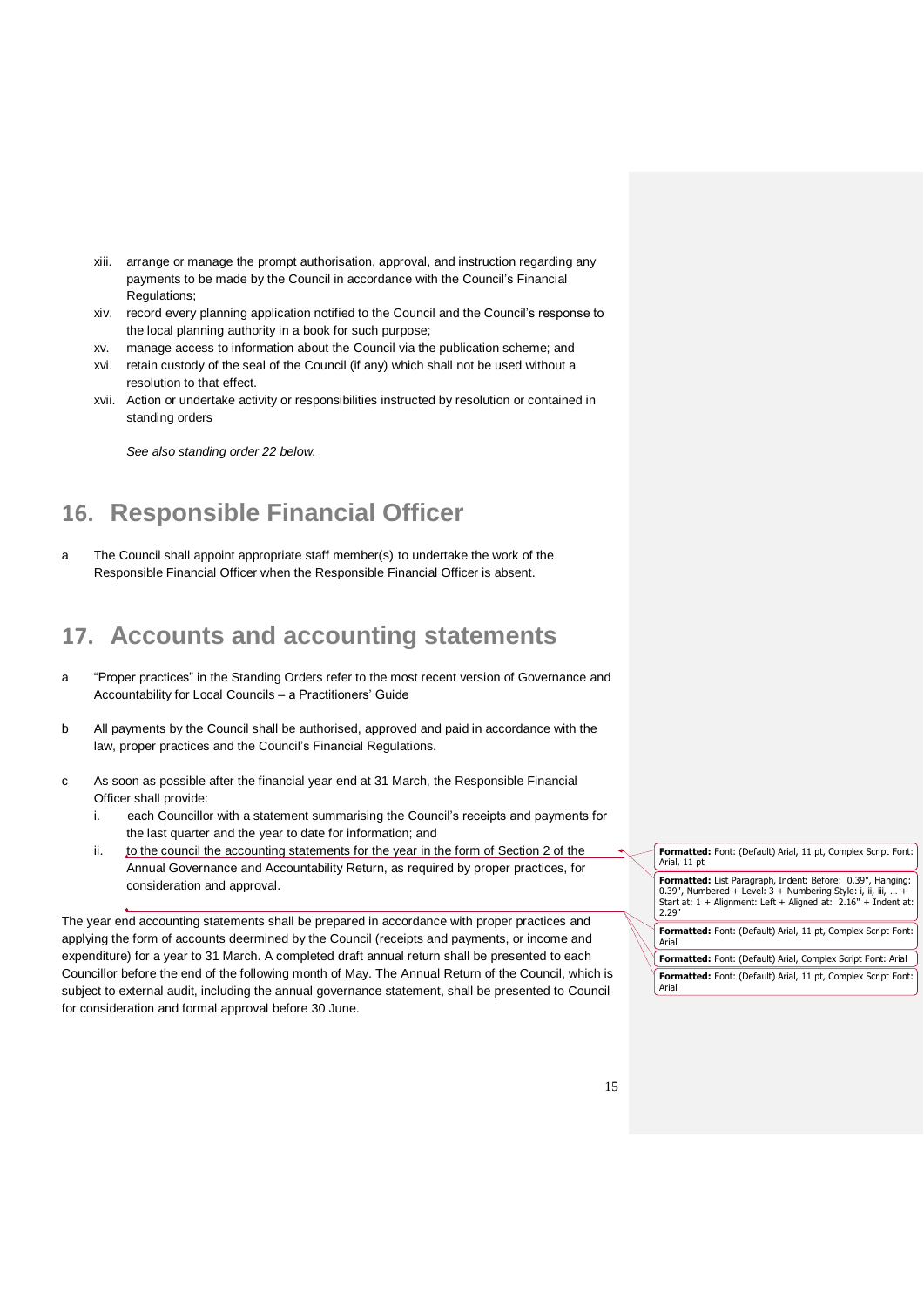xiii. arrange or manage the prompt authorisation, approval, and instruction regarding any payments to be made by the Council in accordance with the Council's Financial Regulations;

xiv. record every planning application notified to the Council and the Council's response to the local planning authority in a book for such purpose;

xv. manage access to information about the Council via the publication scheme; and

xvi. retain custody of the seal of the Council (if any) which shall not be used without a resolution to that effect.

xvii. Action or undertake activity or responsibilities instructed by resolution or contained in standing orders

*See also standing order 22 below.*

## 16. Responsible Financial Officer

a The Council shall appoint appropriate staff member(s) to undertake the work of the Responsible Financial Officer when the Responsible Financial Officer is absent.

## 17. Accounts and accounting statements

a "Proper practices" in the Standing Orders refer to the most recent version of Governance and Accountability for Local Councils – a Practitioners' Guide

b All payments by the Council shall be authorised, approved and paid in accordance with the law, proper practices and the Council's Financial Regulations.

c As soon as possible after the financial year end at 31 March, the Responsible Financial Officer shall provide:

i. each Councillor with a statement summarising the Council's receipts and payments for the last quarter and the year to date for information; and

ii. to the council the accounting statements for the year in the form of Section 2 of the Annual Governance and Accountability Return, as required by proper practices, for consideration and approval.

The year end accounting statements shall be prepared in accordance with proper practices and applying the form of accounts deermined by the Council (receipts and payments, or income and expenditure) for a year to 31 March. A completed draft annual return shall be presented to each Councillor before the end of the following month of May. The Annual Return of the Council, which is subject to external audit, including the annual governance statement, shall be presented to Council for consideration and formal approval before 30 June.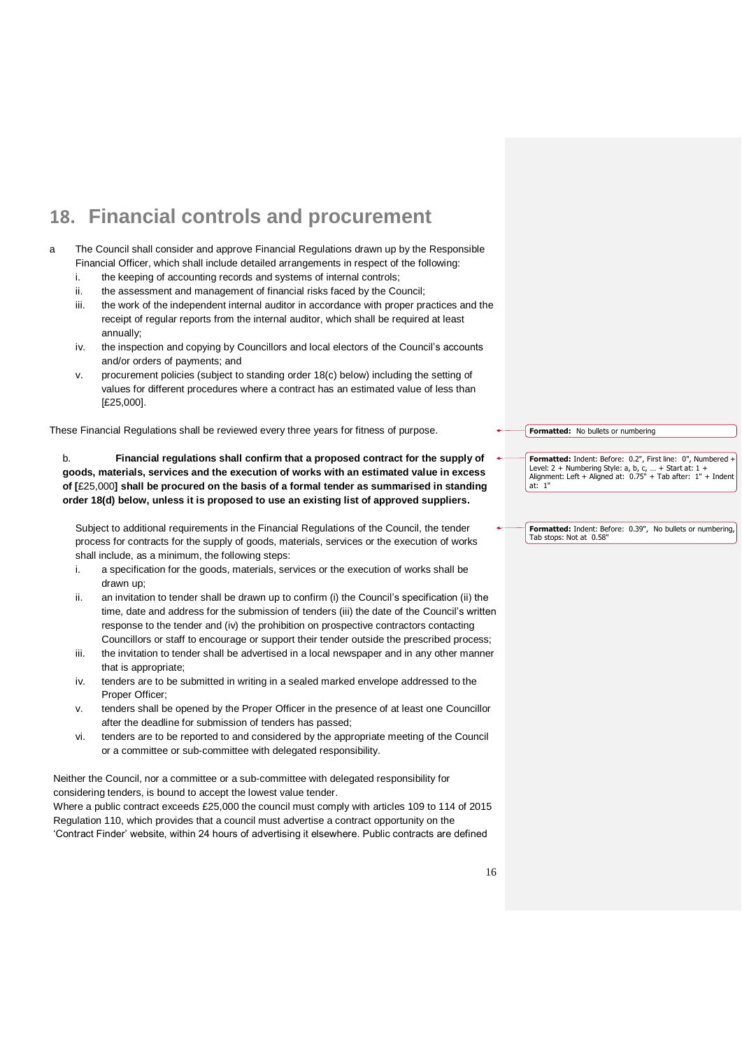# 18. Financial controls and procurement

a The Council shall consider and approve Financial Regulations drawn up by the Responsible Financial Officer, which shall include detailed arrangements in respect of the following:

i. the keeping of accounting records and systems of internal controls;
ii. the assessment and management of financial risks faced by the Council;
iii. the work of the independent internal auditor in accordance with proper practices and the receipt of regular reports from the internal auditor, which shall be required at least annually;
iv. the inspection and copying by Councillors and local electors of the Council's accounts and/or orders of payments; and
v. procurement policies (subject to standing order 18(c) below) including the setting of values for different procedures where a contract has an estimated value of less than [£25,000].

These Financial Regulations shall be reviewed every three years for fitness of purpose.

b. **Financial regulations shall confirm that a proposed contract for the supply of goods, materials, services and the execution of works with an estimated value in excess of [**£25,000**] shall be procured on the basis of a formal tender as summarised in standing order 18(d) below, unless it is proposed to use an existing list of approved suppliers.**

Subject to additional requirements in the Financial Regulations of the Council, the tender process for contracts for the supply of goods, materials, services or the execution of works shall include, as a minimum, the following steps:

i. a specification for the goods, materials, services or the execution of works shall be drawn up;
ii. an invitation to tender shall be drawn up to confirm (i) the Council's specification (ii) the time, date and address for the submission of tenders (iii) the date of the Council's written response to the tender and (iv) the prohibition on prospective contractors contacting Councillors or staff to encourage or support their tender outside the prescribed process;
iii. the invitation to tender shall be advertised in a local newspaper and in any other manner that is appropriate;
iv. tenders are to be submitted in writing in a sealed marked envelope addressed to the Proper Officer;
v. tenders shall be opened by the Proper Officer in the presence of at least one Councillor after the deadline for submission of tenders has passed;
vi. tenders are to be reported to and considered by the appropriate meeting of the Council or a committee or sub-committee with delegated responsibility.

Neither the Council, nor a committee or a sub-committee with delegated responsibility for considering tenders, is bound to accept the lowest value tender.
Where a public contract exceeds £25,000 the council must comply with articles 109 to 114 of 2015 Regulation 110, which provides that a council must advertise a contract opportunity on the 'Contract Finder' website, within 24 hours of advertising it elsewhere. Public contracts are defined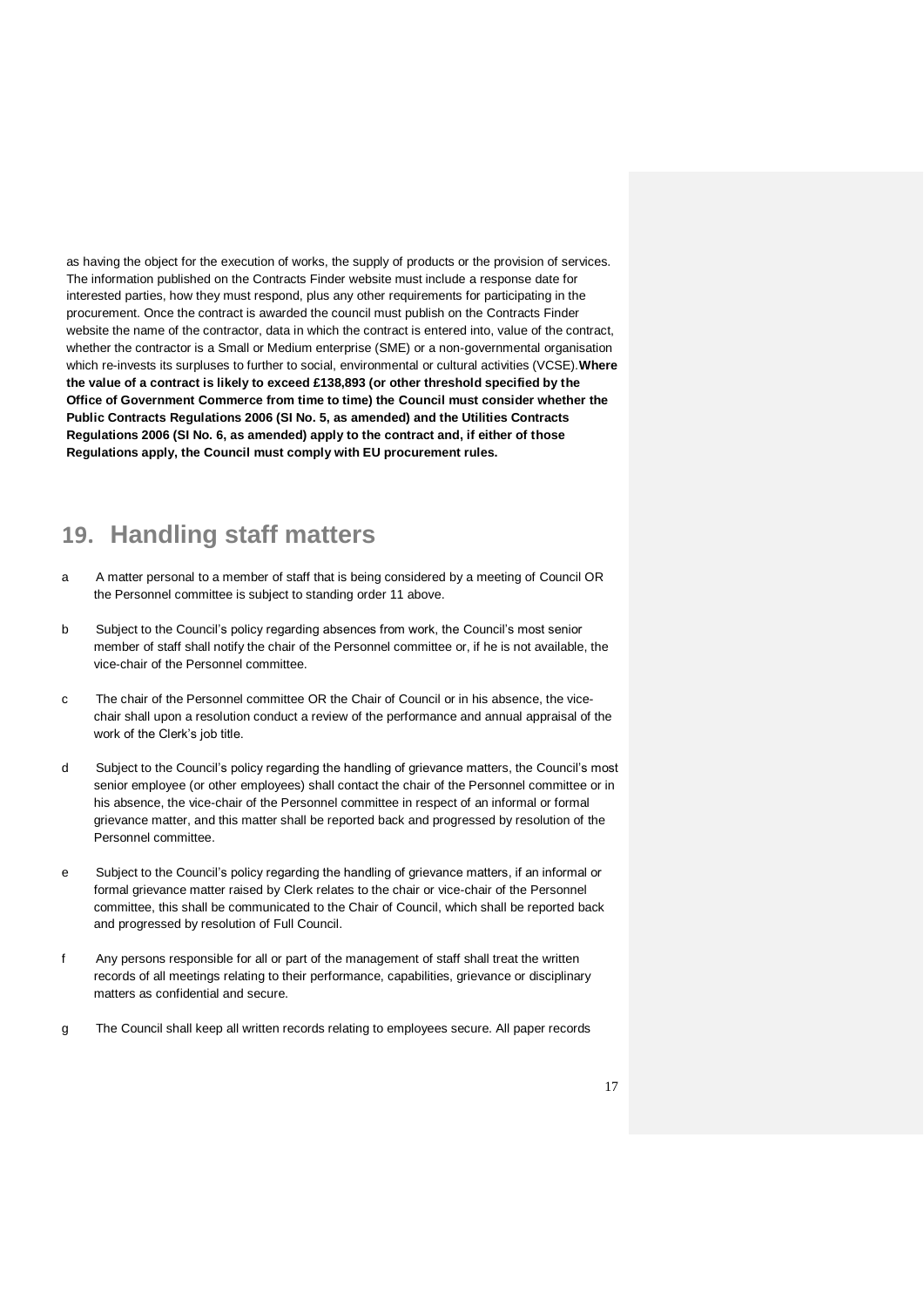as having the object for the execution of works, the supply of products or the provision of services. The information published on the Contracts Finder website must include a response date for interested parties, how they must respond, plus any other requirements for participating in the procurement. Once the contract is awarded the council must publish on the Contracts Finder website the name of the contractor, data in which the contract is entered into, value of the contract, whether the contractor is a Small or Medium enterprise (SME) or a non-governmental organisation which re-invests its surpluses to further to social, environmental or cultural activities (VCSE).**Where the value of a contract is likely to exceed £138,893 (or other threshold specified by the Office of Government Commerce from time to time) the Council must consider whether the Public Contracts Regulations 2006 (SI No. 5, as amended) and the Utilities Contracts Regulations 2006 (SI No. 6, as amended) apply to the contract and, if either of those Regulations apply, the Council must comply with EU procurement rules.**

# 19. Handling staff matters

a A matter personal to a member of staff that is being considered by a meeting of Council OR the Personnel committee is subject to standing order 11 above.

b Subject to the Council's policy regarding absences from work, the Council's most senior member of staff shall notify the chair of the Personnel committee or, if he is not available, the vice-chair of the Personnel committee.

c The chair of the Personnel committee OR the Chair of Council or in his absence, the vice-chair shall upon a resolution conduct a review of the performance and annual appraisal of the work of the Clerk's job title.

d Subject to the Council's policy regarding the handling of grievance matters, the Council's most senior employee (or other employees) shall contact the chair of the Personnel committee or in his absence, the vice-chair of the Personnel committee in respect of an informal or formal grievance matter, and this matter shall be reported back and progressed by resolution of the Personnel committee.

e Subject to the Council's policy regarding the handling of grievance matters, if an informal or formal grievance matter raised by Clerk relates to the chair or vice-chair of the Personnel committee, this shall be communicated to the Chair of Council, which shall be reported back and progressed by resolution of Full Council.

f Any persons responsible for all or part of the management of staff shall treat the written records of all meetings relating to their performance, capabilities, grievance or disciplinary matters as confidential and secure.

g The Council shall keep all written records relating to employees secure. All paper records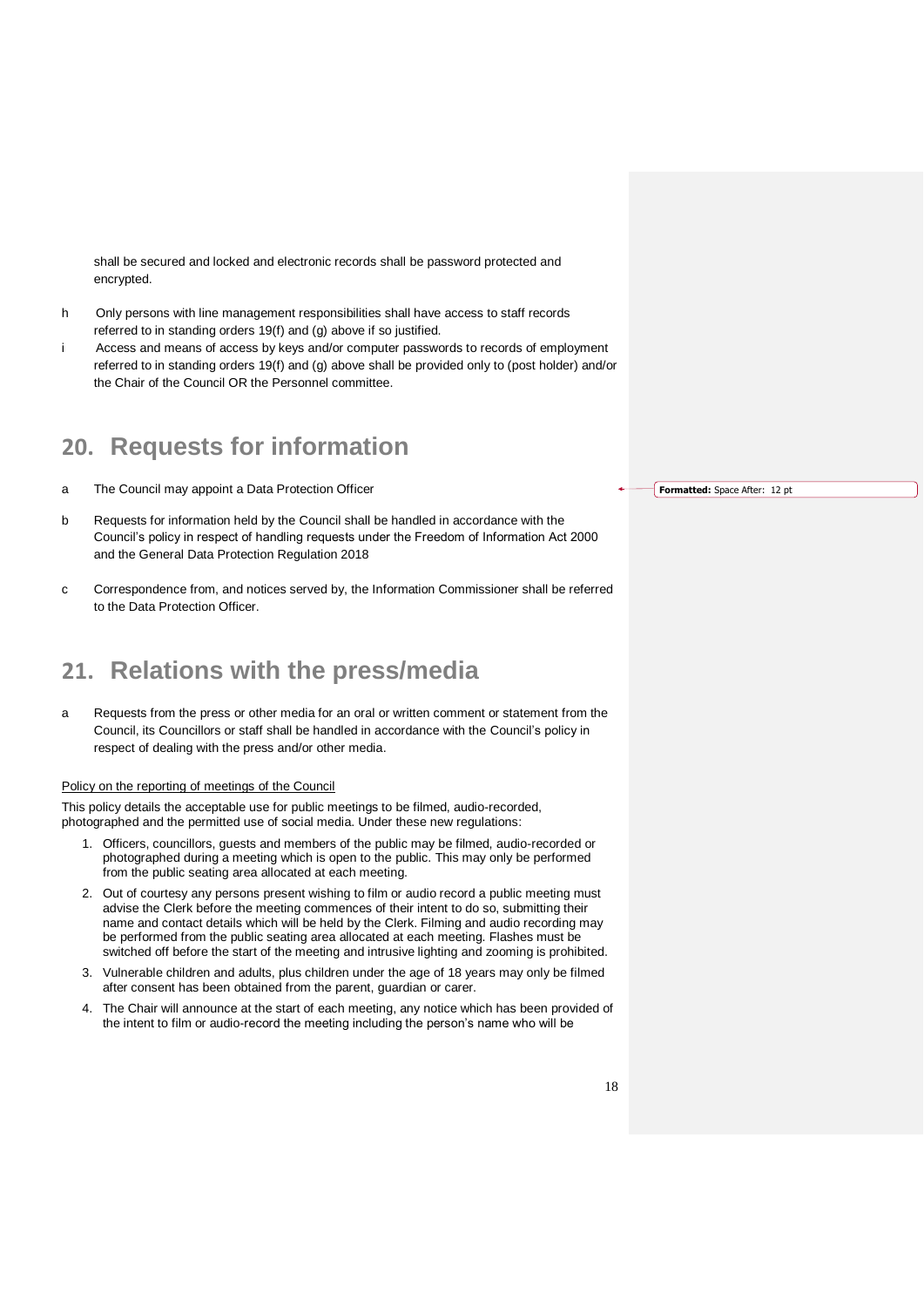shall be secured and locked and electronic records shall be password protected and encrypted.

h Only persons with line management responsibilities shall have access to staff records referred to in standing orders 19(f) and (g) above if so justified.

i Access and means of access by keys and/or computer passwords to records of employment referred to in standing orders 19(f) and (g) above shall be provided only to (post holder) and/or the Chair of the Council OR the Personnel committee.

## 20. Requests for information

a The Council may appoint a Data Protection Officer

b Requests for information held by the Council shall be handled in accordance with the Council's policy in respect of handling requests under the Freedom of Information Act 2000 and the General Data Protection Regulation 2018

c Correspondence from, and notices served by, the Information Commissioner shall be referred to the Data Protection Officer.

## 21. Relations with the press/media

a Requests from the press or other media for an oral or written comment or statement from the Council, its Councillors or staff shall be handled in accordance with the Council's policy in respect of dealing with the press and/or other media.

Policy on the reporting of meetings of the Council

This policy details the acceptable use for public meetings to be filmed, audio-recorded, photographed and the permitted use of social media. Under these new regulations:

1. Officers, councillors, guests and members of the public may be filmed, audio-recorded or photographed during a meeting which is open to the public. This may only be performed from the public seating area allocated at each meeting.
2. Out of courtesy any persons present wishing to film or audio record a public meeting must advise the Clerk before the meeting commences of their intent to do so, submitting their name and contact details which will be held by the Clerk. Filming and audio recording may be performed from the public seating area allocated at each meeting. Flashes must be switched off before the start of the meeting and intrusive lighting and zooming is prohibited.
3. Vulnerable children and adults, plus children under the age of 18 years may only be filmed after consent has been obtained from the parent, guardian or carer.
4. The Chair will announce at the start of each meeting, any notice which has been provided of the intent to film or audio-record the meeting including the person's name who will be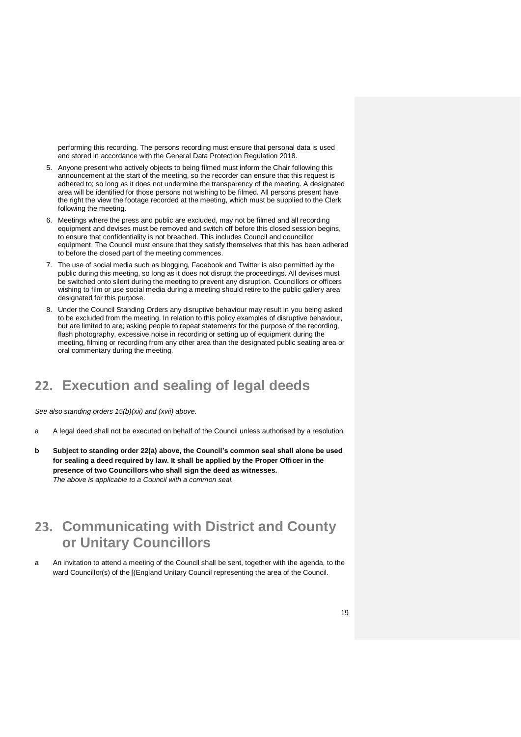performing this recording. The persons recording must ensure that personal data is used and stored in accordance with the General Data Protection Regulation 2018.

5. Anyone present who actively objects to being filmed must inform the Chair following this announcement at the start of the meeting, so the recorder can ensure that this request is adhered to; so long as it does not undermine the transparency of the meeting. A designated area will be identified for those persons not wishing to be filmed. All persons present have the right the view the footage recorded at the meeting, which must be supplied to the Clerk following the meeting.
6. Meetings where the press and public are excluded, may not be filmed and all recording equipment and devises must be removed and switch off before this closed session begins, to ensure that confidentiality is not breached. This includes Council and councillor equipment. The Council must ensure that they satisfy themselves that this has been adhered to before the closed part of the meeting commences.
7. The use of social media such as blogging, Facebook and Twitter is also permitted by the public during this meeting, so long as it does not disrupt the proceedings. All devises must be switched onto silent during the meeting to prevent any disruption. Councillors or officers wishing to film or use social media during a meeting should retire to the public gallery area designated for this purpose.
8. Under the Council Standing Orders any disruptive behaviour may result in you being asked to be excluded from the meeting. In relation to this policy examples of disruptive behaviour, but are limited to are; asking people to repeat statements for the purpose of the recording, flash photography, excessive noise in recording or setting up of equipment during the meeting, filming or recording from any other area than the designated public seating area or oral commentary during the meeting.

# 22. Execution and sealing of legal deeds

*See also standing orders 15(b)(xii) and (xvii) above.*

a A legal deed shall not be executed on behalf of the Council unless authorised by a resolution.

**b Subject to standing order 22(a) above, the Council's common seal shall alone be used for sealing a deed required by law. It shall be applied by the Proper Officer in the presence of two Councillors who shall sign the deed as witnesses.**
*The above is applicable to a Council with a common seal.*

# 23. Communicating with District and County or Unitary Councillors

a An invitation to attend a meeting of the Council shall be sent, together with the agenda, to the ward Councillor(s) of the [(England Unitary Council representing the area of the Council.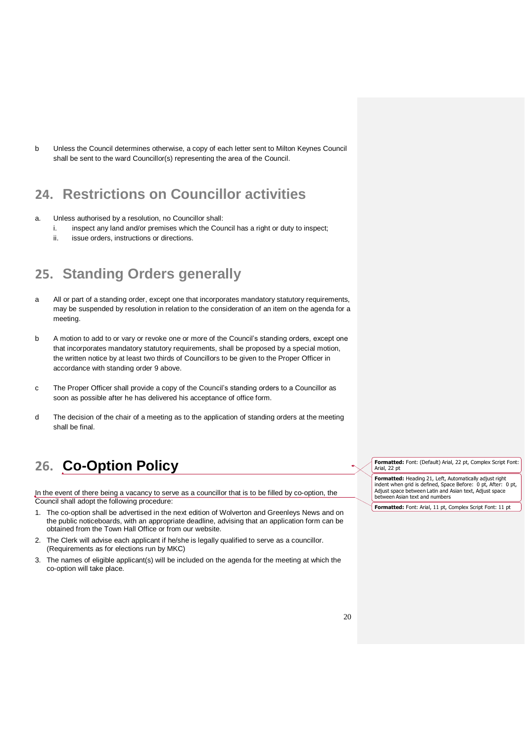b Unless the Council determines otherwise, a copy of each letter sent to Milton Keynes Council shall be sent to the ward Councillor(s) representing the area of the Council.

## 24. Restrictions on Councillor activities

a. Unless authorised by a resolution, no Councillor shall:
   i. inspect any land and/or premises which the Council has a right or duty to inspect;
   ii. issue orders, instructions or directions.

## 25. Standing Orders generally

a All or part of a standing order, except one that incorporates mandatory statutory requirements, may be suspended by resolution in relation to the consideration of an item on the agenda for a meeting.

b A motion to add to or vary or revoke one or more of the Council's standing orders, except one that incorporates mandatory statutory requirements, shall be proposed by a special motion, the written notice by at least two thirds of Councillors to be given to the Proper Officer in accordance with standing order 9 above.

c The Proper Officer shall provide a copy of the Council's standing orders to a Councillor as soon as possible after he has delivered his acceptance of office form.

d The decision of the chair of a meeting as to the application of standing orders at the meeting shall be final.

## 26. Co-Option Policy

In the event of there being a vacancy to serve as a councillor that is to be filled by co-option, the Council shall adopt the following procedure:

1. The co-option shall be advertised in the next edition of Wolverton and Greenleys News and on the public noticeboards, with an appropriate deadline, advising that an application form can be obtained from the Town Hall Office or from our website.
2. The Clerk will advise each applicant if he/she is legally qualified to serve as a councillor. (Requirements as for elections run by MKC)
3. The names of eligible applicant(s) will be included on the agenda for the meeting at which the co-option will take place.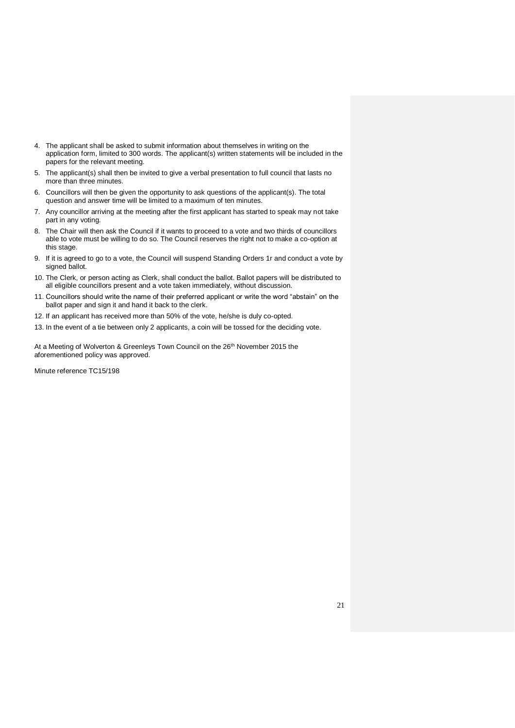4. The applicant shall be asked to submit information about themselves in writing on the application form, limited to 300 words. The applicant(s) written statements will be included in the papers for the relevant meeting.
5. The applicant(s) shall then be invited to give a verbal presentation to full council that lasts no more than three minutes.
6. Councillors will then be given the opportunity to ask questions of the applicant(s). The total question and answer time will be limited to a maximum of ten minutes.
7. Any councillor arriving at the meeting after the first applicant has started to speak may not take part in any voting.
8. The Chair will then ask the Council if it wants to proceed to a vote and two thirds of councillors able to vote must be willing to do so. The Council reserves the right not to make a co-option at this stage.
9. If it is agreed to go to a vote, the Council will suspend Standing Orders 1r and conduct a vote by signed ballot.
10. The Clerk, or person acting as Clerk, shall conduct the ballot. Ballot papers will be distributed to all eligible councillors present and a vote taken immediately, without discussion.
11. Councillors should write the name of their preferred applicant or write the word "abstain" on the ballot paper and sign it and hand it back to the clerk.
12. If an applicant has received more than 50% of the vote, he/she is duly co-opted.
13. In the event of a tie between only 2 applicants, a coin will be tossed for the deciding vote.

At a Meeting of Wolverton & Greenleys Town Council on the 26th November 2015 the aforementioned policy was approved.

Minute reference TC15/198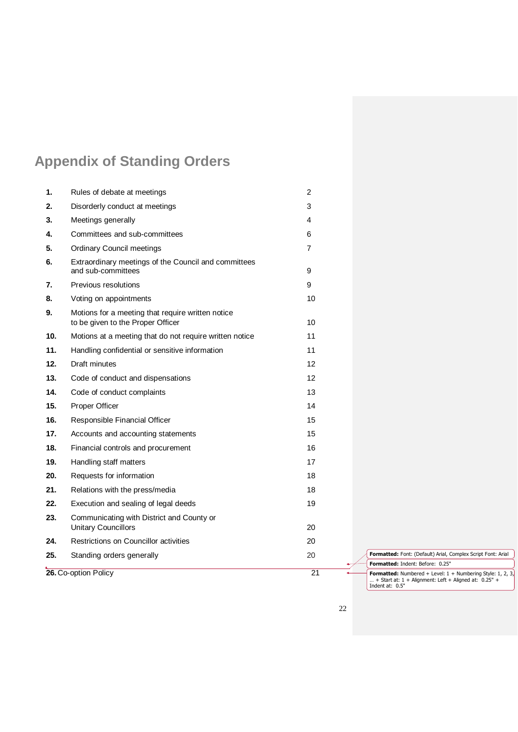# Appendix of Standing Orders

| | | |
|---|---|---|
| **1.** | Rules of debate at meetings | 2 |
| **2.** | Disorderly conduct at meetings | 3 |
| **3.** | Meetings generally | 4 |
| **4.** | Committees and sub-committees | 6 |
| **5.** | Ordinary Council meetings | 7 |
| **6.** | Extraordinary meetings of the Council and committees and sub-committees | 9 |
| **7.** | Previous resolutions | 9 |
| **8.** | Voting on appointments | 10 |
| **9.** | Motions for a meeting that require written notice to be given to the Proper Officer | 10 |
| **10.** | Motions at a meeting that do not require written notice | 11 |
| **11.** | Handling confidential or sensitive information | 11 |
| **12.** | Draft minutes | 12 |
| **13.** | Code of conduct and dispensations | 12 |
| **14.** | Code of conduct complaints | 13 |
| **15.** | Proper Officer | 14 |
| **16.** | Responsible Financial Officer | 15 |
| **17.** | Accounts and accounting statements | 15 |
| **18.** | Financial controls and procurement | 16 |
| **19.** | Handling staff matters | 17 |
| **20.** | Requests for information | 18 |
| **21.** | Relations with the press/media | 18 |
| **22.** | Execution and sealing of legal deeds | 19 |
| **23.** | Communicating with District and County or Unitary Councillors | 20 |
| **24.** | Restrictions on Councillor activities | 20 |
| **25.** | Standing orders generally | 20 |
| **26.** | Co-option Policy | 21 |

**Formatted:** Font: (Default) Arial, Complex Script Font: Arial

**Formatted:** Indent: Before: 0.25"

**Formatted:** Numbered + Level: 1 + Numbering Style: 1, 2, 3, … + Start at: 1 + Alignment: Left + Aligned at: 0.25" + Indent at: 0.5"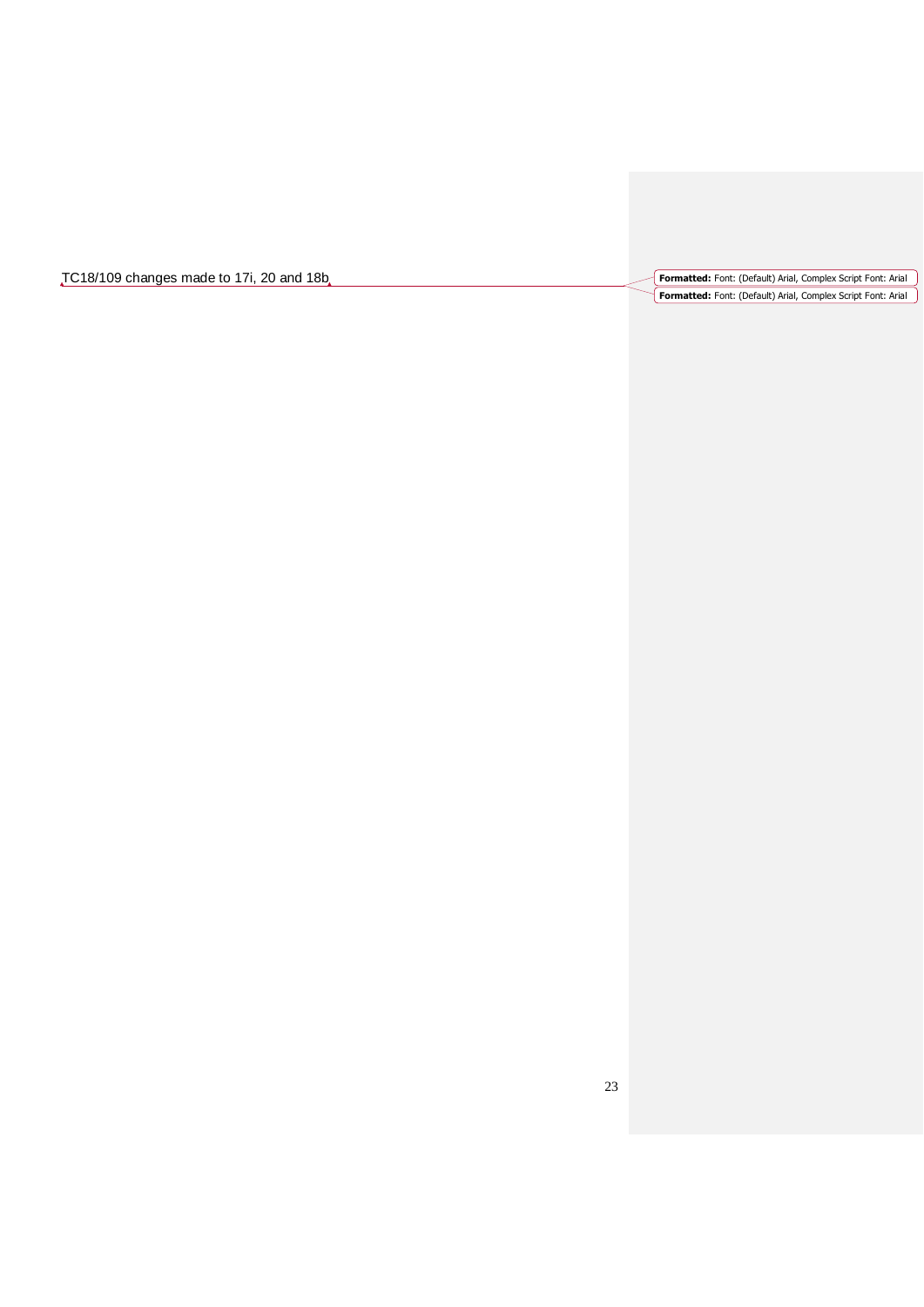TC18/109 changes made to 17i, 20 and 18b